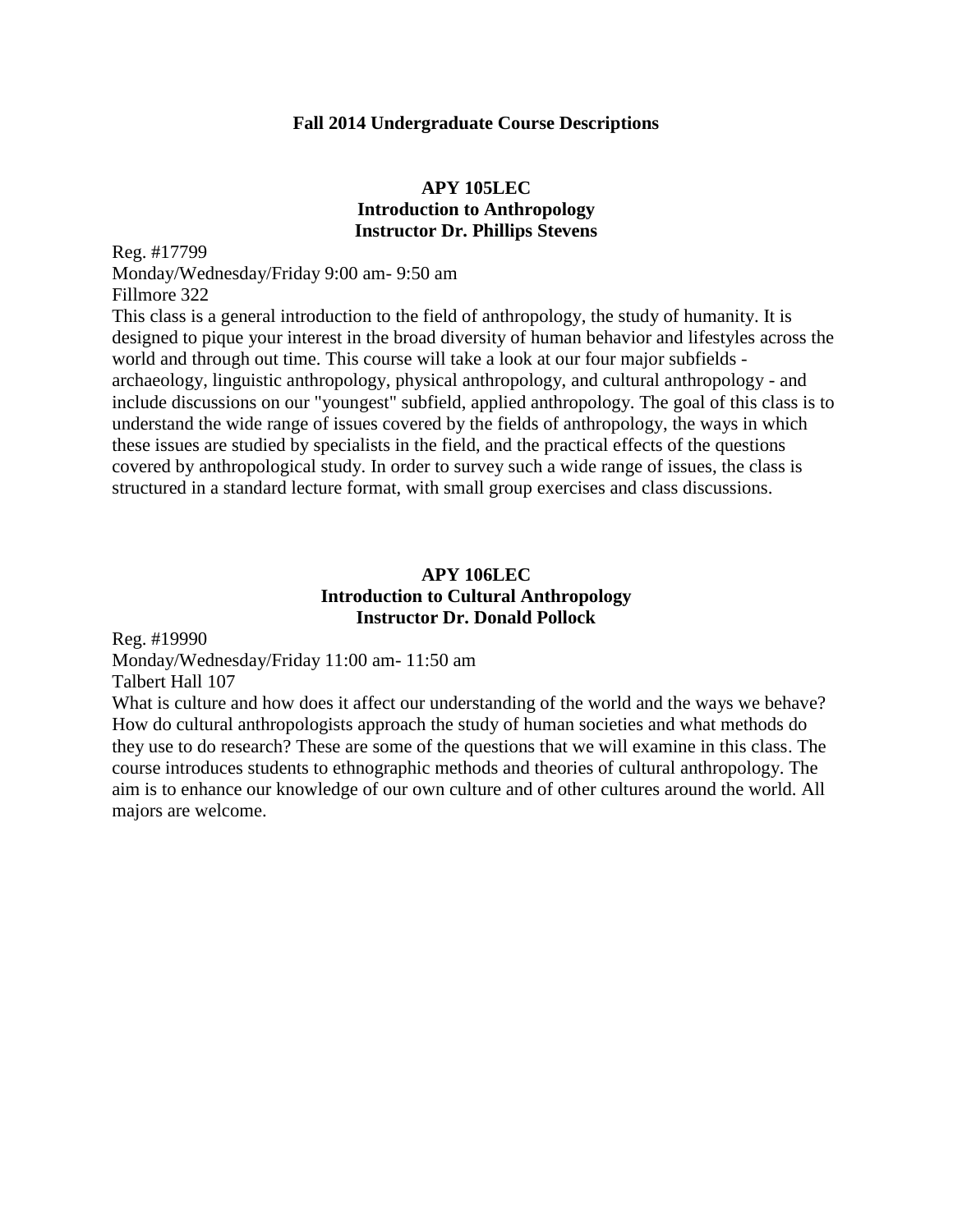# Fall 2014 Undergraduate Course Descriptions

## APY 105LEC
## Introduction to Anthropology
## Instructor Dr. Phillips Stevens

Reg. #17799
Monday/Wednesday/Friday 9:00 am- 9:50 am
Fillmore 322
This class is a general introduction to the field of anthropology, the study of humanity. It is designed to pique your interest in the broad diversity of human behavior and lifestyles across the world and through out time. This course will take a look at our four major subfields - archaeology, linguistic anthropology, physical anthropology, and cultural anthropology - and include discussions on our "youngest" subfield, applied anthropology. The goal of this class is to understand the wide range of issues covered by the fields of anthropology, the ways in which these issues are studied by specialists in the field, and the practical effects of the questions covered by anthropological study. In order to survey such a wide range of issues, the class is structured in a standard lecture format, with small group exercises and class discussions.

## APY 106LEC
## Introduction to Cultural Anthropology
## Instructor Dr. Donald Pollock

Reg. #19990
Monday/Wednesday/Friday 11:00 am- 11:50 am
Talbert Hall 107
What is culture and how does it affect our understanding of the world and the ways we behave? How do cultural anthropologists approach the study of human societies and what methods do they use to do research? These are some of the questions that we will examine in this class. The course introduces students to ethnographic methods and theories of cultural anthropology. The aim is to enhance our knowledge of our own culture and of other cultures around the world. All majors are welcome.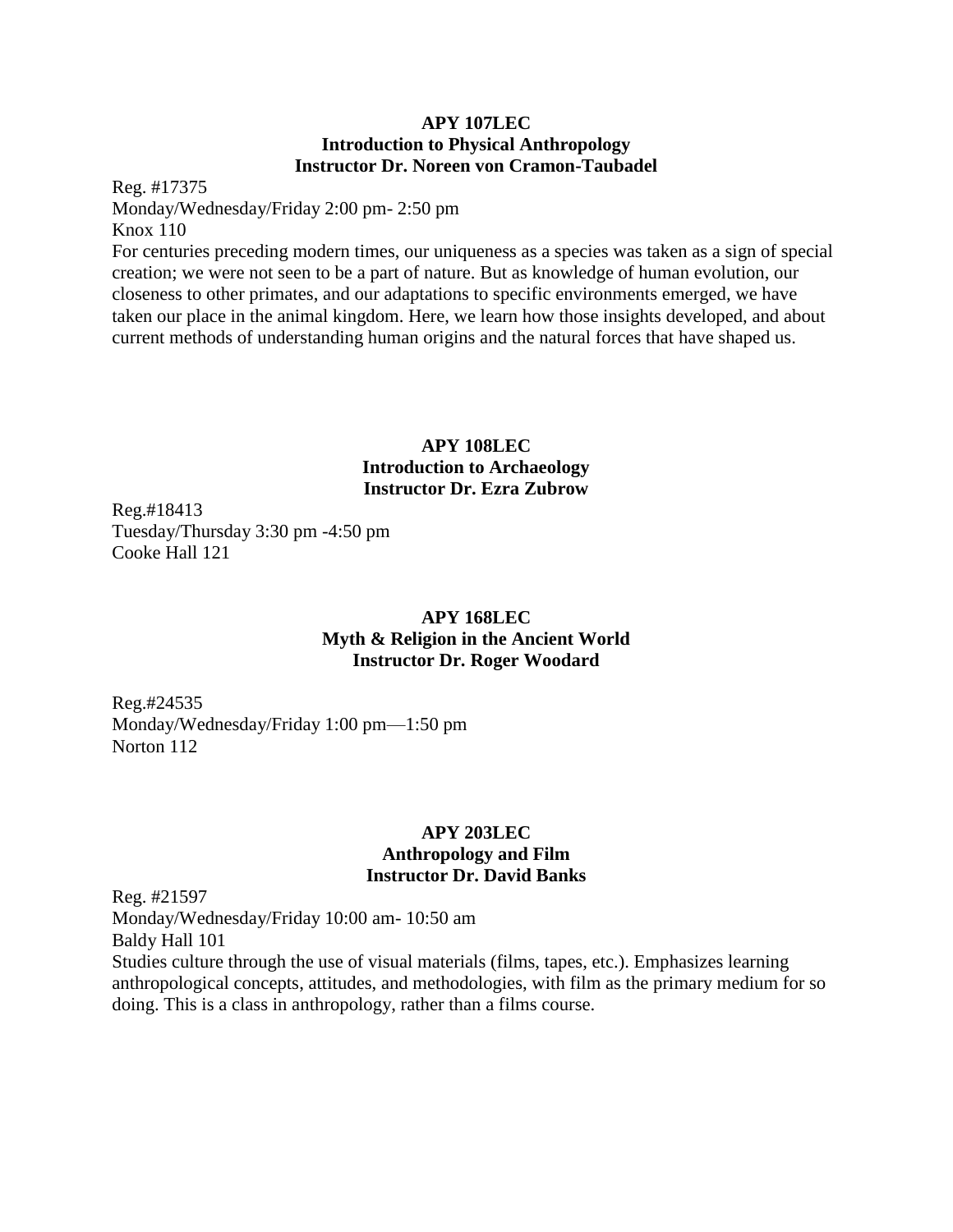**APY 107LEC**
**Introduction to Physical Anthropology**
**Instructor Dr. Noreen von Cramon-Taubadel**

Reg. #17375
Monday/Wednesday/Friday 2:00 pm- 2:50 pm
Knox 110
For centuries preceding modern times, our uniqueness as a species was taken as a sign of special creation; we were not seen to be a part of nature. But as knowledge of human evolution, our closeness to other primates, and our adaptations to specific environments emerged, we have taken our place in the animal kingdom. Here, we learn how those insights developed, and about current methods of understanding human origins and the natural forces that have shaped us.

**APY 108LEC**
**Introduction to Archaeology**
**Instructor Dr. Ezra Zubrow**

Reg.#18413
Tuesday/Thursday 3:30 pm -4:50 pm
Cooke Hall 121

**APY 168LEC**
**Myth & Religion in the Ancient World**
**Instructor Dr. Roger Woodard**

Reg.#24535
Monday/Wednesday/Friday 1:00 pm—1:50 pm
Norton 112

**APY 203LEC**
**Anthropology and Film**
**Instructor Dr. David Banks**

Reg. #21597
Monday/Wednesday/Friday 10:00 am- 10:50 am
Baldy Hall 101
Studies culture through the use of visual materials (films, tapes, etc.). Emphasizes learning anthropological concepts, attitudes, and methodologies, with film as the primary medium for so doing. This is a class in anthropology, rather than a films course.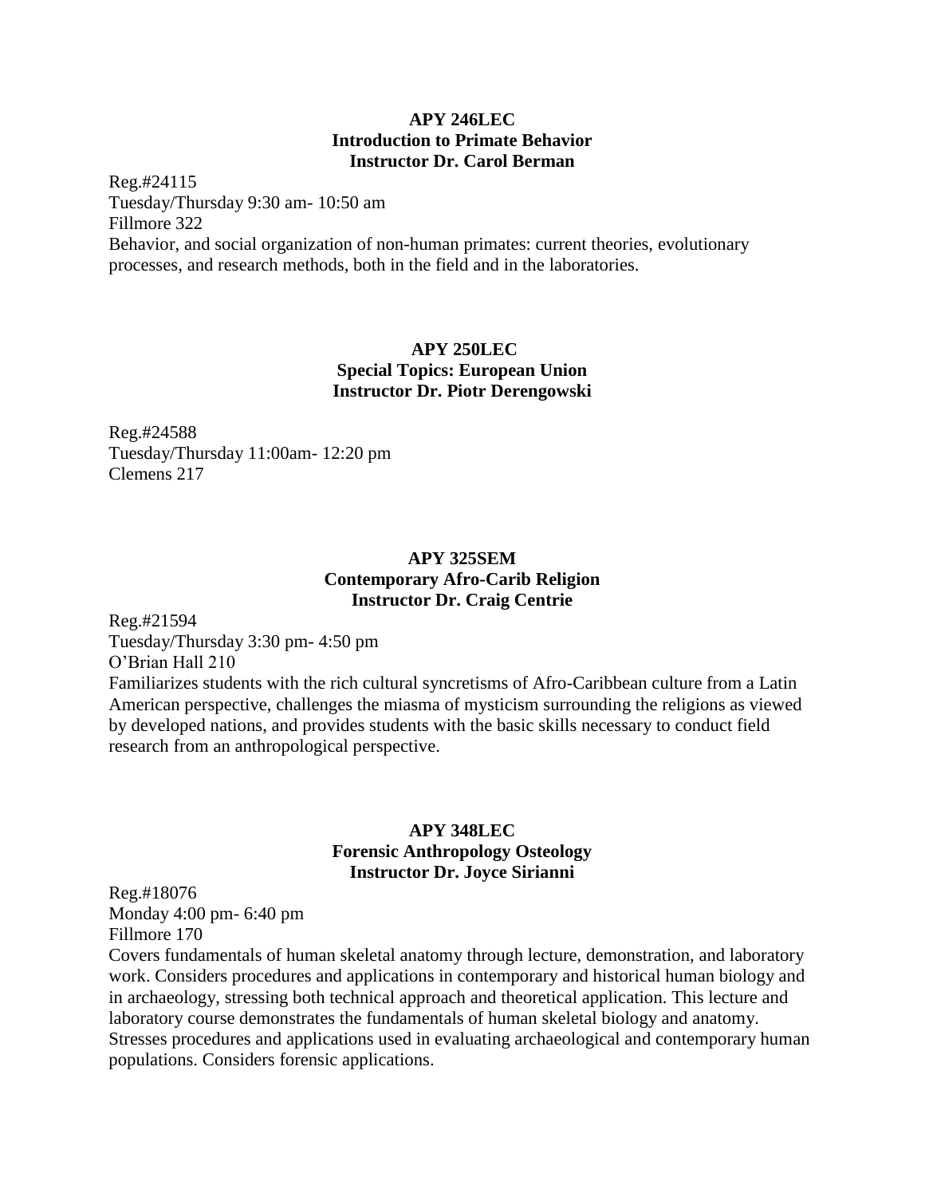**APY 246LEC**
**Introduction to Primate Behavior**
**Instructor Dr. Carol Berman**

Reg.#24115
Tuesday/Thursday 9:30 am- 10:50 am
Fillmore 322
Behavior, and social organization of non-human primates: current theories, evolutionary processes, and research methods, both in the field and in the laboratories.

**APY 250LEC**
**Special Topics: European Union**
**Instructor Dr. Piotr Derengowski**

Reg.#24588
Tuesday/Thursday 11:00am- 12:20 pm
Clemens 217

**APY 325SEM**
**Contemporary Afro-Carib Religion**
**Instructor Dr. Craig Centrie**

Reg.#21594
Tuesday/Thursday 3:30 pm- 4:50 pm
O'Brian Hall 210
Familiarizes students with the rich cultural syncretisms of Afro-Caribbean culture from a Latin American perspective, challenges the miasma of mysticism surrounding the religions as viewed by developed nations, and provides students with the basic skills necessary to conduct field research from an anthropological perspective.

**APY 348LEC**
**Forensic Anthropology Osteology**
**Instructor Dr. Joyce Sirianni**

Reg.#18076
Monday 4:00 pm- 6:40 pm
Fillmore 170
Covers fundamentals of human skeletal anatomy through lecture, demonstration, and laboratory work. Considers procedures and applications in contemporary and historical human biology and in archaeology, stressing both technical approach and theoretical application. This lecture and laboratory course demonstrates the fundamentals of human skeletal biology and anatomy. Stresses procedures and applications used in evaluating archaeological and contemporary human populations. Considers forensic applications.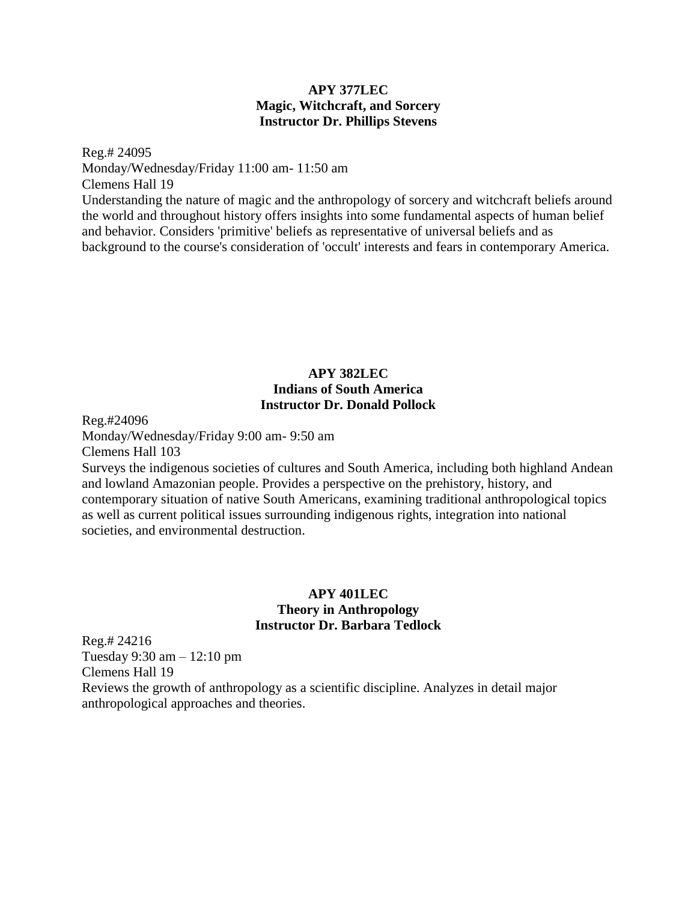**APY 377LEC**
**Magic, Witchcraft, and Sorcery**
**Instructor Dr. Phillips Stevens**

Reg.# 24095
Monday/Wednesday/Friday 11:00 am- 11:50 am
Clemens Hall 19
Understanding the nature of magic and the anthropology of sorcery and witchcraft beliefs around the world and throughout history offers insights into some fundamental aspects of human belief and behavior. Considers 'primitive' beliefs as representative of universal beliefs and as background to the course's consideration of 'occult' interests and fears in contemporary America.

**APY 382LEC**
**Indians of South America**
**Instructor Dr. Donald Pollock**

Reg.#24096
Monday/Wednesday/Friday 9:00 am- 9:50 am
Clemens Hall 103
Surveys the indigenous societies of cultures and South America, including both highland Andean and lowland Amazonian people. Provides a perspective on the prehistory, history, and contemporary situation of native South Americans, examining traditional anthropological topics as well as current political issues surrounding indigenous rights, integration into national societies, and environmental destruction.

**APY 401LEC**
**Theory in Anthropology**
**Instructor Dr. Barbara Tedlock**

Reg.# 24216
Tuesday 9:30 am – 12:10 pm
Clemens Hall 19
Reviews the growth of anthropology as a scientific discipline. Analyzes in detail major anthropological approaches and theories.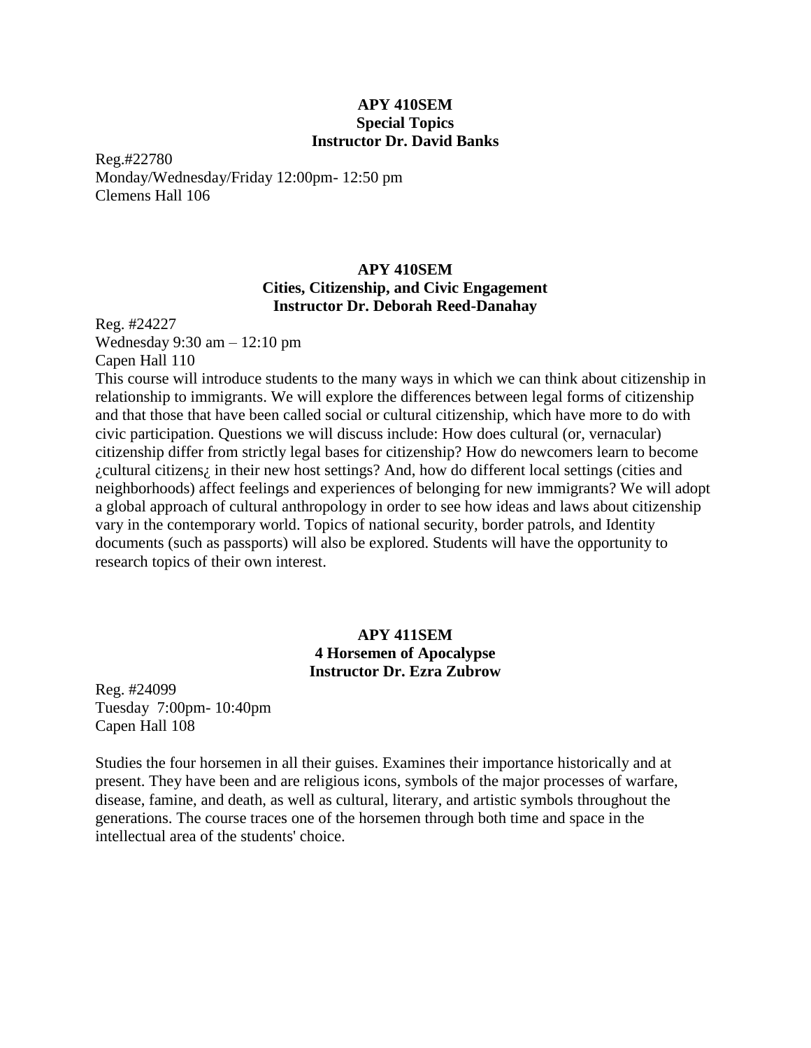**APY 410SEM**
**Special Topics**
**Instructor Dr. David Banks**

Reg.#22780
Monday/Wednesday/Friday 12:00pm- 12:50 pm
Clemens Hall 106

**APY 410SEM**
**Cities, Citizenship, and Civic Engagement**
**Instructor Dr. Deborah Reed-Danahay**

Reg. #24227
Wednesday 9:30 am – 12:10 pm
Capen Hall 110

This course will introduce students to the many ways in which we can think about citizenship in relationship to immigrants. We will explore the differences between legal forms of citizenship and that those that have been called social or cultural citizenship, which have more to do with civic participation. Questions we will discuss include: How does cultural (or, vernacular) citizenship differ from strictly legal bases for citizenship? How do newcomers learn to become ¿cultural citizens¿ in their new host settings? And, how do different local settings (cities and neighborhoods) affect feelings and experiences of belonging for new immigrants? We will adopt a global approach of cultural anthropology in order to see how ideas and laws about citizenship vary in the contemporary world. Topics of national security, border patrols, and Identity documents (such as passports) will also be explored. Students will have the opportunity to research topics of their own interest.

**APY 411SEM**
**4 Horsemen of Apocalypse**
**Instructor Dr. Ezra Zubrow**

Reg. #24099
Tuesday 7:00pm- 10:40pm
Capen Hall 108

Studies the four horsemen in all their guises. Examines their importance historically and at present. They have been and are religious icons, symbols of the major processes of warfare, disease, famine, and death, as well as cultural, literary, and artistic symbols throughout the generations. The course traces one of the horsemen through both time and space in the intellectual area of the students' choice.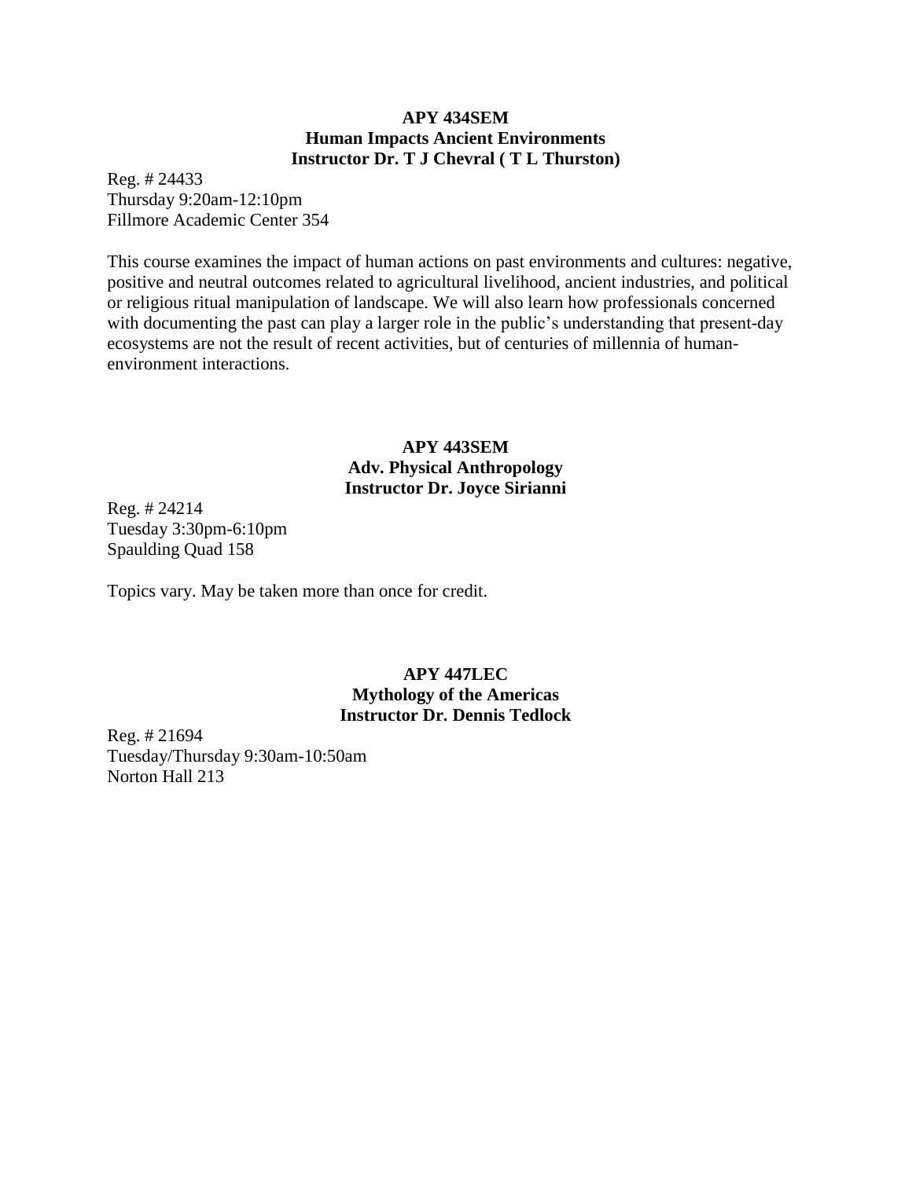**APY 434SEM**
**Human Impacts Ancient Environments**
**Instructor Dr. T J Chevral ( T L Thurston)**

Reg. # 24433
Thursday 9:20am-12:10pm
Fillmore Academic Center 354

This course examines the impact of human actions on past environments and cultures: negative, positive and neutral outcomes related to agricultural livelihood, ancient industries, and political or religious ritual manipulation of landscape. We will also learn how professionals concerned with documenting the past can play a larger role in the public's understanding that present-day ecosystems are not the result of recent activities, but of centuries of millennia of human-environment interactions.

**APY 443SEM**
**Adv. Physical Anthropology**
**Instructor Dr. Joyce Sirianni**

Reg. # 24214
Tuesday 3:30pm-6:10pm
Spaulding Quad 158

Topics vary. May be taken more than once for credit.

**APY 447LEC**
**Mythology of the Americas**
**Instructor Dr. Dennis Tedlock**

Reg. # 21694
Tuesday/Thursday 9:30am-10:50am
Norton Hall 213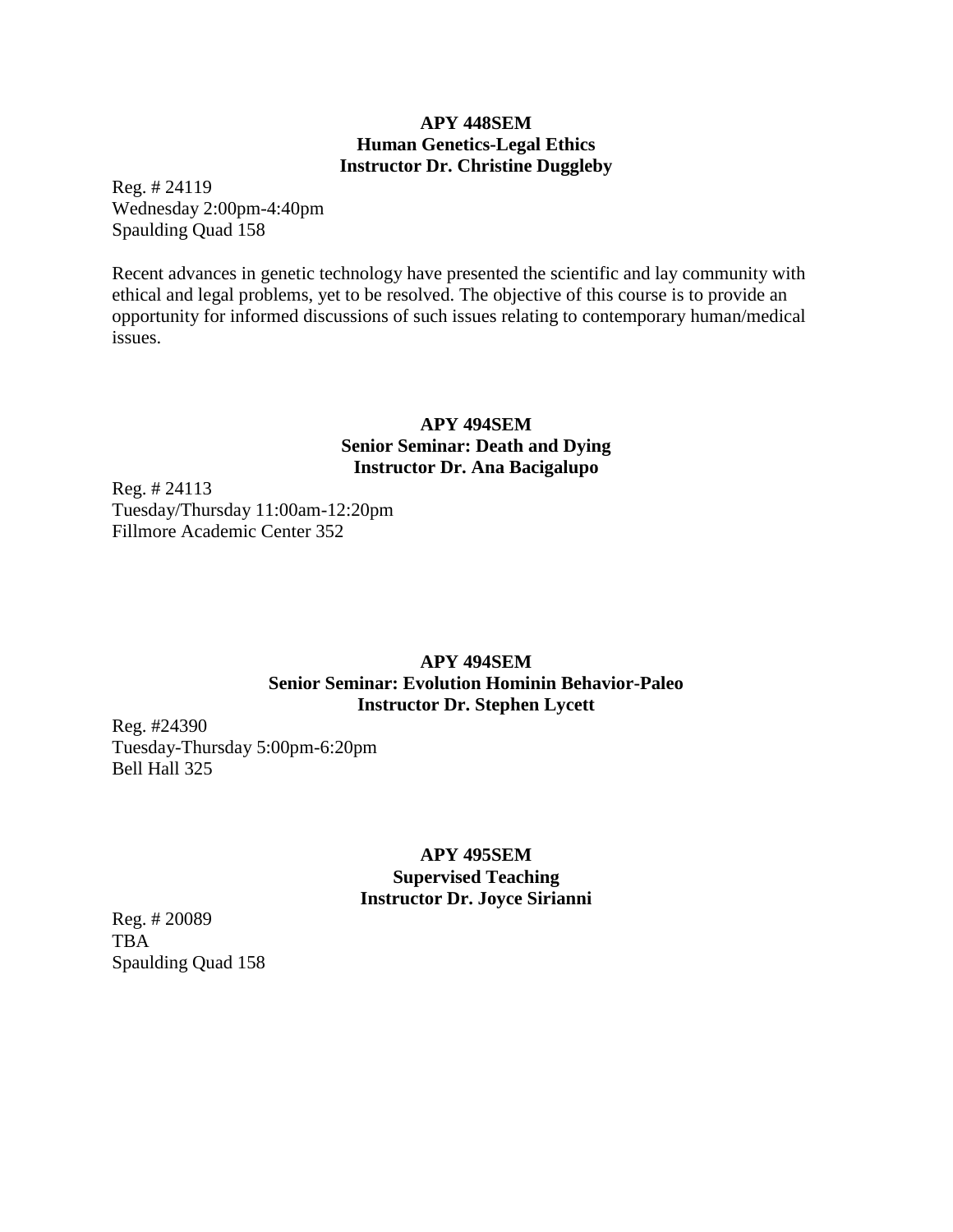**APY 448SEM**
**Human Genetics-Legal Ethics**
**Instructor Dr. Christine Duggleby**

Reg. # 24119
Wednesday 2:00pm-4:40pm
Spaulding Quad 158

Recent advances in genetic technology have presented the scientific and lay community with ethical and legal problems, yet to be resolved. The objective of this course is to provide an opportunity for informed discussions of such issues relating to contemporary human/medical issues.

**APY 494SEM**
**Senior Seminar: Death and Dying**
**Instructor Dr. Ana Bacigalupo**

Reg. # 24113
Tuesday/Thursday 11:00am-12:20pm
Fillmore Academic Center 352

**APY 494SEM**
**Senior Seminar: Evolution Hominin Behavior-Paleo**
**Instructor Dr. Stephen Lycett**

Reg. #24390
Tuesday-Thursday 5:00pm-6:20pm
Bell Hall 325

**APY 495SEM**
**Supervised Teaching**
**Instructor Dr. Joyce Sirianni**

Reg. # 20089
TBA
Spaulding Quad 158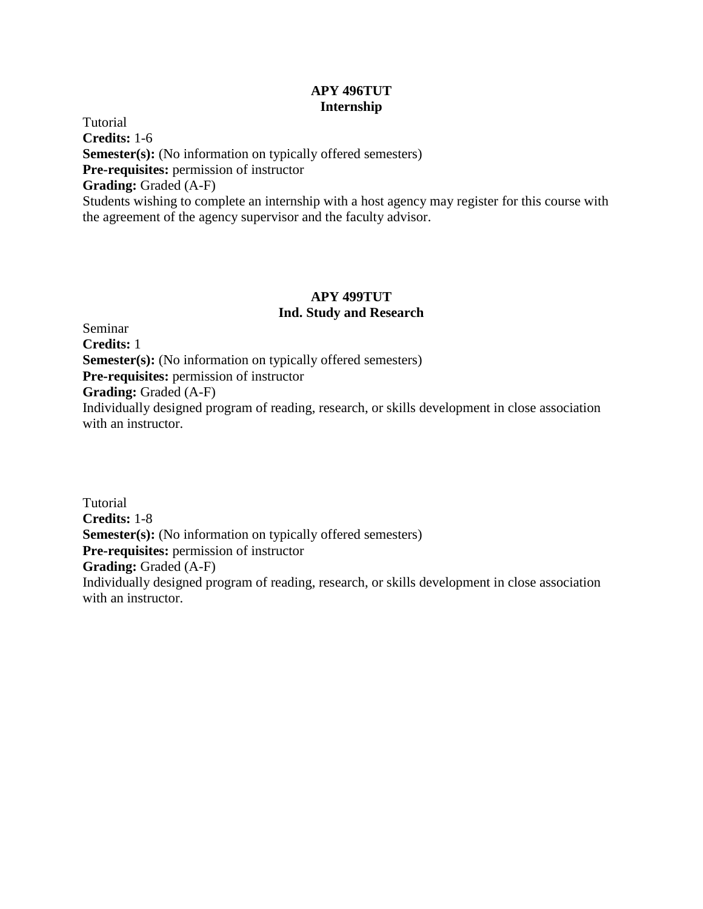**APY 496TUT**
**Internship**

Tutorial
**Credits:** 1-6
**Semester(s):** (No information on typically offered semesters)
**Pre-requisites:** permission of instructor
**Grading:** Graded (A-F)
Students wishing to complete an internship with a host agency may register for this course with the agreement of the agency supervisor and the faculty advisor.

**APY 499TUT**
**Ind. Study and Research**

Seminar
**Credits:** 1
**Semester(s):** (No information on typically offered semesters)
**Pre-requisites:** permission of instructor
**Grading:** Graded (A-F)
Individually designed program of reading, research, or skills development in close association with an instructor.

Tutorial
**Credits:** 1-8
**Semester(s):** (No information on typically offered semesters)
**Pre-requisites:** permission of instructor
**Grading:** Graded (A-F)
Individually designed program of reading, research, or skills development in close association with an instructor.